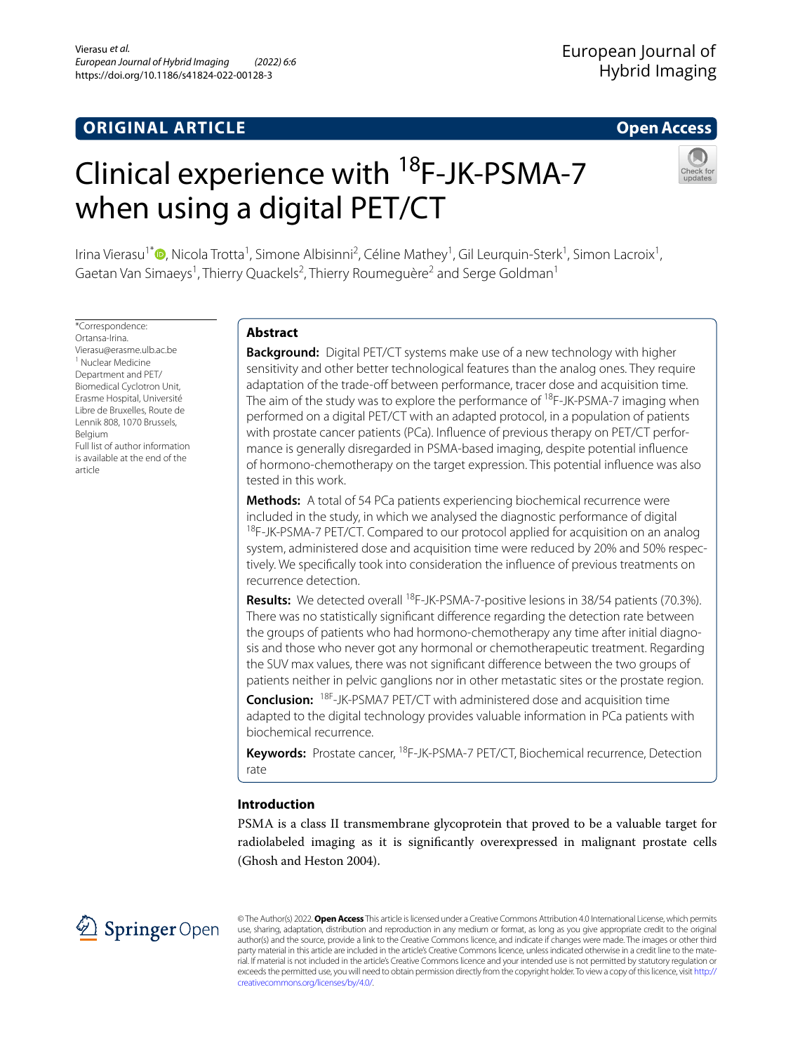ORIGINAL ARTICLE

Open Access

# Clinical experience with $^{18}$F-JK-PSMA-7 when using a digital PET/CT

Irina Vierasu[1*], Nicola Trotta[1], Simone Albisinni[2], Céline Mathey[1], Gil Leurquin-Sterk[1], Simon Lacroix[1], Gaetan Van Simaeys[1], Thierry Quackels[2], Thierry Roumeguère[2] and Serge Goldman[1]

*Correspondence: Ortansa-Irina.Vierasu@erasme.ulb.ac.be
[1] Nuclear Medicine Department and PET/Biomedical Cyclotron Unit, Erasme Hospital, Université Libre de Bruxelles, Route de Lennik 808, 1070 Brussels, Belgium
Full list of author information is available at the end of the article

## Abstract

**Background:** Digital PET/CT systems make use of a new technology with higher sensitivity and other better technological features than the analog ones. They require adaptation of the trade-off between performance, tracer dose and acquisition time. The aim of the study was to explore the performance of $^{18}$F-JK-PSMA-7 imaging when performed on a digital PET/CT with an adapted protocol, in a population of patients with prostate cancer patients (PCa). Influence of previous therapy on PET/CT performance is generally disregarded in PSMA-based imaging, despite potential influence of hormono-chemotherapy on the target expression. This potential influence was also tested in this work.

**Methods:** A total of 54 PCa patients experiencing biochemical recurrence were included in the study, in which we analysed the diagnostic performance of digital $^{18}$F-JK-PSMA-7 PET/CT. Compared to our protocol applied for acquisition on an analog system, administered dose and acquisition time were reduced by 20% and 50% respectively. We specifically took into consideration the influence of previous treatments on recurrence detection.

**Results:** We detected overall $^{18}$F-JK-PSMA-7-positive lesions in 38/54 patients (70.3%). There was no statistically significant difference regarding the detection rate between the groups of patients who had hormono-chemotherapy any time after initial diagnosis and those who never got any hormonal or chemotherapeutic treatment. Regarding the SUV max values, there was not significant difference between the two groups of patients neither in pelvic ganglions nor in other metastatic sites or the prostate region.

**Conclusion:** $^{18F}$-JK-PSMA7 PET/CT with administered dose and acquisition time adapted to the digital technology provides valuable information in PCa patients with biochemical recurrence.

**Keywords:** Prostate cancer, $^{18}$F-JK-PSMA-7 PET/CT, Biochemical recurrence, Detection rate

## Introduction

PSMA is a class II transmembrane glycoprotein that proved to be a valuable target for radiolabeled imaging as it is significantly overexpressed in malignant prostate cells (Ghosh and Heston 2004).

© The Author(s) 2022. **Open Access** This article is licensed under a Creative Commons Attribution 4.0 International License, which permits use, sharing, adaptation, distribution and reproduction in any medium or format, as long as you give appropriate credit to the original author(s) and the source, provide a link to the Creative Commons licence, and indicate if changes were made. The images or other third party material in this article are included in the article's Creative Commons licence, unless indicated otherwise in a credit line to the material. If material is not included in the article's Creative Commons licence and your intended use is not permitted by statutory regulation or exceeds the permitted use, you will need to obtain permission directly from the copyright holder. To view a copy of this licence, visit http://creativecommons.org/licenses/by/4.0/.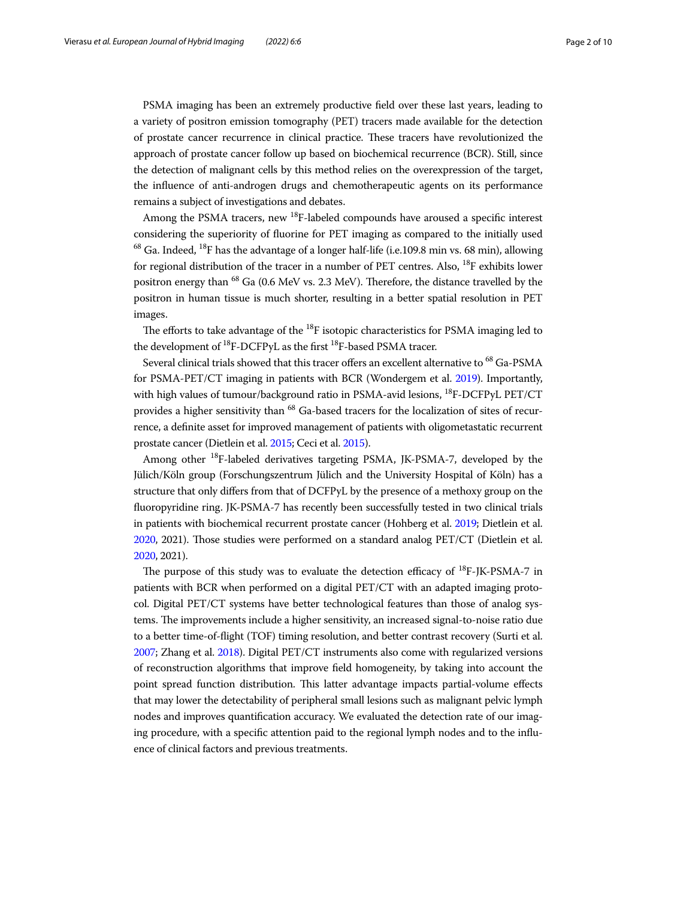PSMA imaging has been an extremely productive field over these last years, leading to a variety of positron emission tomography (PET) tracers made available for the detection of prostate cancer recurrence in clinical practice. These tracers have revolutionized the approach of prostate cancer follow up based on biochemical recurrence (BCR). Still, since the detection of malignant cells by this method relies on the overexpression of the target, the influence of anti-androgen drugs and chemotherapeutic agents on its performance remains a subject of investigations and debates.

Among the PSMA tracers, new $^{18}$F-labeled compounds have aroused a specific interest considering the superiority of fluorine for PET imaging as compared to the initially used $^{68}$ Ga. Indeed, $^{18}$F has the advantage of a longer half-life (i.e.109.8 min vs. 68 min), allowing for regional distribution of the tracer in a number of PET centres. Also, $^{18}$F exhibits lower positron energy than $^{68}$ Ga (0.6 MeV vs. 2.3 MeV). Therefore, the distance travelled by the positron in human tissue is much shorter, resulting in a better spatial resolution in PET images.

The efforts to take advantage of the $^{18}$F isotopic characteristics for PSMA imaging led to the development of $^{18}$F-DCFPyL as the first $^{18}$F-based PSMA tracer.

Several clinical trials showed that this tracer offers an excellent alternative to $^{68}$ Ga-PSMA for PSMA-PET/CT imaging in patients with BCR (Wondergem et al. 2019). Importantly, with high values of tumour/background ratio in PSMA-avid lesions, $^{18}$F-DCFPyL PET/CT provides a higher sensitivity than $^{68}$ Ga-based tracers for the localization of sites of recurrence, a definite asset for improved management of patients with oligometastatic recurrent prostate cancer (Dietlein et al. 2015; Ceci et al. 2015).

Among other $^{18}$F-labeled derivatives targeting PSMA, JK-PSMA-7, developed by the Jülich/Köln group (Forschungszentrum Jülich and the University Hospital of Köln) has a structure that only differs from that of DCFPyL by the presence of a methoxy group on the fluoropyridine ring. JK-PSMA-7 has recently been successfully tested in two clinical trials in patients with biochemical recurrent prostate cancer (Hohberg et al. 2019; Dietlein et al. 2020, 2021). Those studies were performed on a standard analog PET/CT (Dietlein et al. 2020, 2021).

The purpose of this study was to evaluate the detection efficacy of $^{18}$F-JK-PSMA-7 in patients with BCR when performed on a digital PET/CT with an adapted imaging protocol. Digital PET/CT systems have better technological features than those of analog systems. The improvements include a higher sensitivity, an increased signal-to-noise ratio due to a better time-of-flight (TOF) timing resolution, and better contrast recovery (Surti et al. 2007; Zhang et al. 2018). Digital PET/CT instruments also come with regularized versions of reconstruction algorithms that improve field homogeneity, by taking into account the point spread function distribution. This latter advantage impacts partial-volume effects that may lower the detectability of peripheral small lesions such as malignant pelvic lymph nodes and improves quantification accuracy. We evaluated the detection rate of our imaging procedure, with a specific attention paid to the regional lymph nodes and to the influence of clinical factors and previous treatments.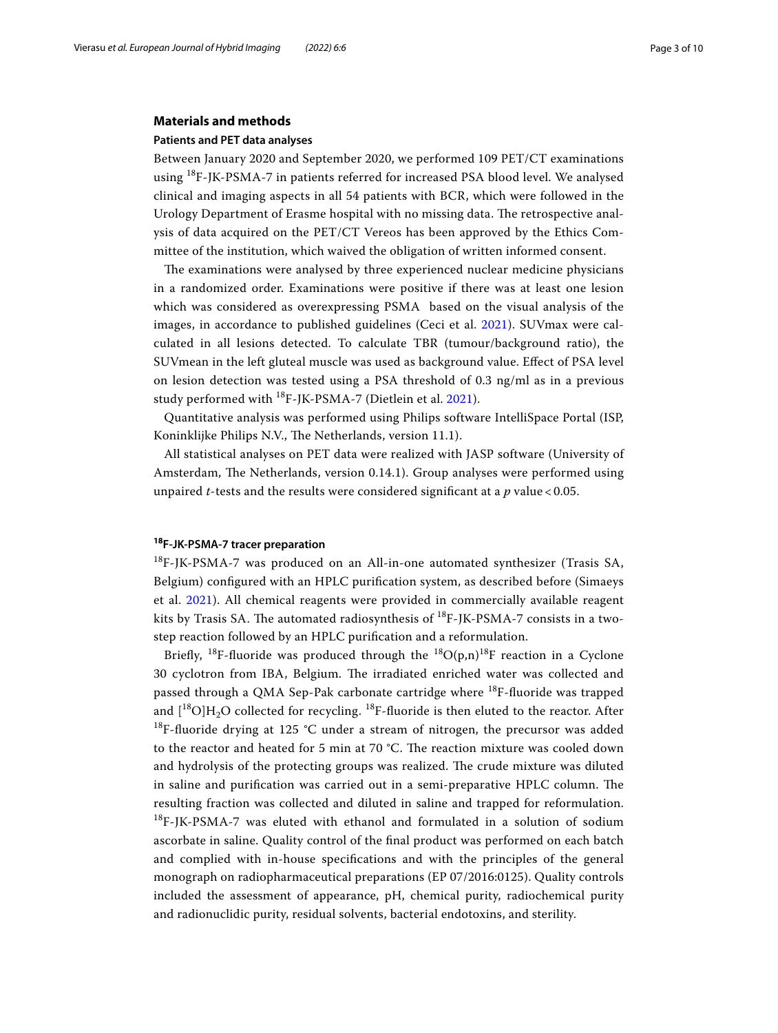## Materials and methods

### Patients and PET data analyses

Between January 2020 and September 2020, we performed 109 PET/CT examinations using $^{18}$F-JK-PSMA-7 in patients referred for increased PSA blood level. We analysed clinical and imaging aspects in all 54 patients with BCR, which were followed in the Urology Department of Erasme hospital with no missing data. The retrospective analysis of data acquired on the PET/CT Vereos has been approved by the Ethics Committee of the institution, which waived the obligation of written informed consent.

The examinations were analysed by three experienced nuclear medicine physicians in a randomized order. Examinations were positive if there was at least one lesion which was considered as overexpressing PSMA based on the visual analysis of the images, in accordance to published guidelines (Ceci et al. 2021). SUVmax were calculated in all lesions detected. To calculate TBR (tumour/background ratio), the SUVmean in the left gluteal muscle was used as background value. Effect of PSA level on lesion detection was tested using a PSA threshold of 0.3 ng/ml as in a previous study performed with $^{18}$F-JK-PSMA-7 (Dietlein et al. 2021).

Quantitative analysis was performed using Philips software IntelliSpace Portal (ISP, Koninklijke Philips N.V., The Netherlands, version 11.1).

All statistical analyses on PET data were realized with JASP software (University of Amsterdam, The Netherlands, version 0.14.1). Group analyses were performed using unpaired *t*-tests and the results were considered significant at a $p$ value $< 0.05$.

### $^{18}$F-JK-PSMA-7 tracer preparation

$^{18}$F-JK-PSMA-7 was produced on an All-in-one automated synthesizer (Trasis SA, Belgium) configured with an HPLC purification system, as described before (Simaeys et al. 2021). All chemical reagents were provided in commercially available reagent kits by Trasis SA. The automated radiosynthesis of $^{18}$F-JK-PSMA-7 consists in a two-step reaction followed by an HPLC purification and a reformulation.

Briefly, $^{18}$F-fluoride was produced through the $^{18}$O(p,n)$^{18}$F reaction in a Cyclone 30 cyclotron from IBA, Belgium. The irradiated enriched water was collected and passed through a QMA Sep-Pak carbonate cartridge where $^{18}$F-fluoride was trapped and [$^{18}$O]$H_2O$ collected for recycling. $^{18}$F-fluoride is then eluted to the reactor. After $^{18}$F-fluoride drying at 125 °C under a stream of nitrogen, the precursor was added to the reactor and heated for 5 min at 70 °C. The reaction mixture was cooled down and hydrolysis of the protecting groups was realized. The crude mixture was diluted in saline and purification was carried out in a semi-preparative HPLC column. The resulting fraction was collected and diluted in saline and trapped for reformulation. $^{18}$F-JK-PSMA-7 was eluted with ethanol and formulated in a solution of sodium ascorbate in saline. Quality control of the final product was performed on each batch and complied with in-house specifications and with the principles of the general monograph on radiopharmaceutical preparations (EP 07/2016:0125). Quality controls included the assessment of appearance, pH, chemical purity, radiochemical purity and radionuclidic purity, residual solvents, bacterial endotoxins, and sterility.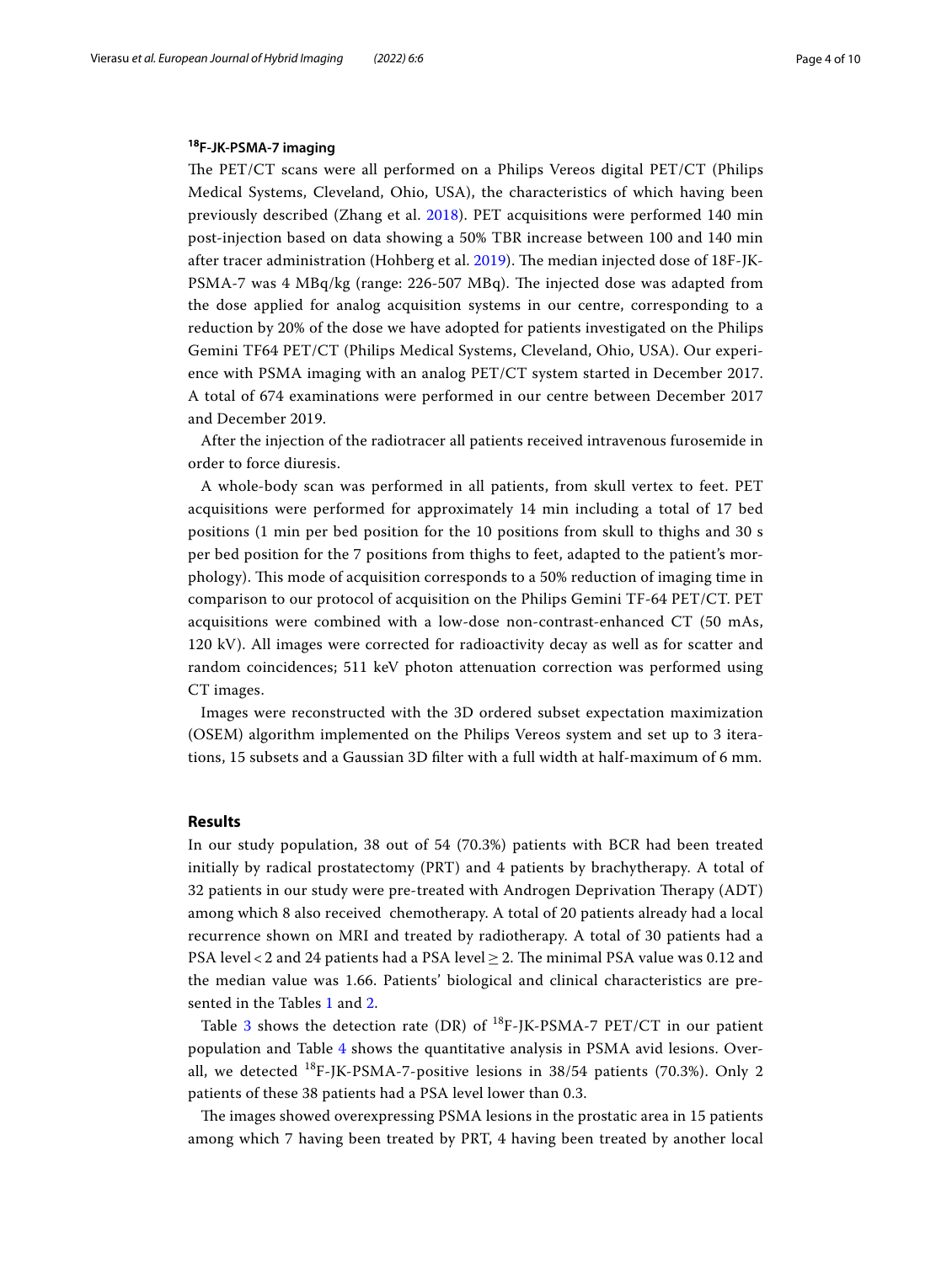### $^{18}$F-JK-PSMA-7 imaging

The PET/CT scans were all performed on a Philips Vereos digital PET/CT (Philips Medical Systems, Cleveland, Ohio, USA), the characteristics of which having been previously described (Zhang et al. 2018). PET acquisitions were performed 140 min post-injection based on data showing a 50% TBR increase between 100 and 140 min after tracer administration (Hohberg et al. 2019). The median injected dose of 18F-JK-PSMA-7 was 4 MBq/kg (range: 226-507 MBq). The injected dose was adapted from the dose applied for analog acquisition systems in our centre, corresponding to a reduction by 20% of the dose we have adopted for patients investigated on the Philips Gemini TF64 PET/CT (Philips Medical Systems, Cleveland, Ohio, USA). Our experience with PSMA imaging with an analog PET/CT system started in December 2017. A total of 674 examinations were performed in our centre between December 2017 and December 2019.

After the injection of the radiotracer all patients received intravenous furosemide in order to force diuresis.

A whole-body scan was performed in all patients, from skull vertex to feet. PET acquisitions were performed for approximately 14 min including a total of 17 bed positions (1 min per bed position for the 10 positions from skull to thighs and 30 s per bed position for the 7 positions from thighs to feet, adapted to the patient's morphology). This mode of acquisition corresponds to a 50% reduction of imaging time in comparison to our protocol of acquisition on the Philips Gemini TF-64 PET/CT. PET acquisitions were combined with a low-dose non-contrast-enhanced CT (50 mAs, 120 kV). All images were corrected for radioactivity decay as well as for scatter and random coincidences; 511 keV photon attenuation correction was performed using CT images.

Images were reconstructed with the 3D ordered subset expectation maximization (OSEM) algorithm implemented on the Philips Vereos system and set up to 3 iterations, 15 subsets and a Gaussian 3D filter with a full width at half-maximum of 6 mm.

## Results

In our study population, 38 out of 54 (70.3%) patients with BCR had been treated initially by radical prostatectomy (PRT) and 4 patients by brachytherapy. A total of 32 patients in our study were pre-treated with Androgen Deprivation Therapy (ADT) among which 8 also received chemotherapy. A total of 20 patients already had a local recurrence shown on MRI and treated by radiotherapy. A total of 30 patients had a PSA level $< 2$ and 24 patients had a PSA level $\geq 2$. The minimal PSA value was 0.12 and the median value was 1.66. Patients' biological and clinical characteristics are presented in the Tables 1 and 2.

Table 3 shows the detection rate (DR) of $^{18}$F-JK-PSMA-7 PET/CT in our patient population and Table 4 shows the quantitative analysis in PSMA avid lesions. Overall, we detected $^{18}$F-JK-PSMA-7-positive lesions in 38/54 patients (70.3%). Only 2 patients of these 38 patients had a PSA level lower than 0.3.

The images showed overexpressing PSMA lesions in the prostatic area in 15 patients among which 7 having been treated by PRT, 4 having been treated by another local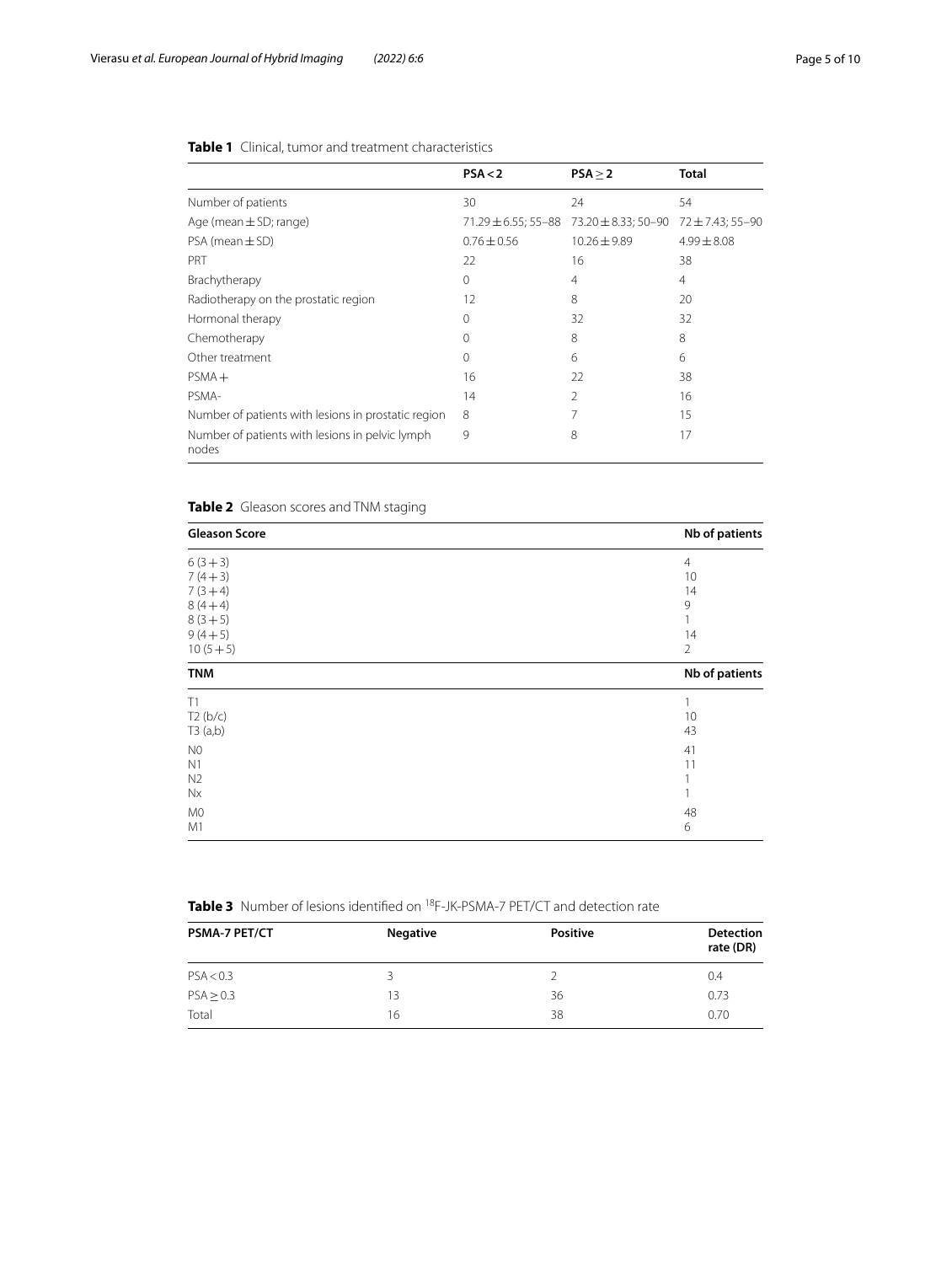**Table 1** Clinical, tumor and treatment characteristics

| | PSA < 2 | PSA ≥ 2 | Total |
|---|---|---|---|
| Number of patients | 30 | 24 | 54 |
| Age (mean ± SD; range) | 71.29 ± 6.55; 55–88 | 73.20 ± 8.33; 50–90 | 72 ± 7.43; 55–90 |
| PSA (mean ± SD) | 0.76 ± 0.56 | 10.26 ± 9.89 | 4.99 ± 8.08 |
| PRT | 22 | 16 | 38 |
| Brachytherapy | 0 | 4 | 4 |
| Radiotherapy on the prostatic region | 12 | 8 | 20 |
| Hormonal therapy | 0 | 32 | 32 |
| Chemotherapy | 0 | 8 | 8 |
| Other treatment | 0 | 6 | 6 |
| PSMA + | 16 | 22 | 38 |
| PSMA- | 14 | 2 | 16 |
| Number of patients with lesions in prostatic region | 8 | 7 | 15 |
| Number of patients with lesions in pelvic lymph nodes | 9 | 8 | 17 |

**Table 2** Gleason scores and TNM staging

| Gleason Score | Nb of patients |
|---|---|
| 6 (3 + 3) | 4 |
| 7 (4 + 3) | 10 |
| 7 (3 + 4) | 14 |
| 8 (4 + 4) | 9 |
| 8 (3 + 5) | 1 |
| 9 (4 + 5) | 14 |
| 10 (5 + 5) | 2 |
| **TNM** | **Nb of patients** |
| T1 | 1 |
| T2 (b/c) | 10 |
| T3 (a,b) | 43 |
| N0 | 41 |
| N1 | 11 |
| N2 | 1 |
| Nx | 1 |
| M0 | 48 |
| M1 | 6 |

**Table 3** Number of lesions identified on [18]F-JK-PSMA-7 PET/CT and detection rate

| PSMA-7 PET/CT | Negative | Positive | Detection rate (DR) |
|---|---|---|---|
| PSA < 0.3 | 3 | 2 | 0.4 |
| PSA ≥ 0.3 | 13 | 36 | 0.73 |
| Total | 16 | 38 | 0.70 |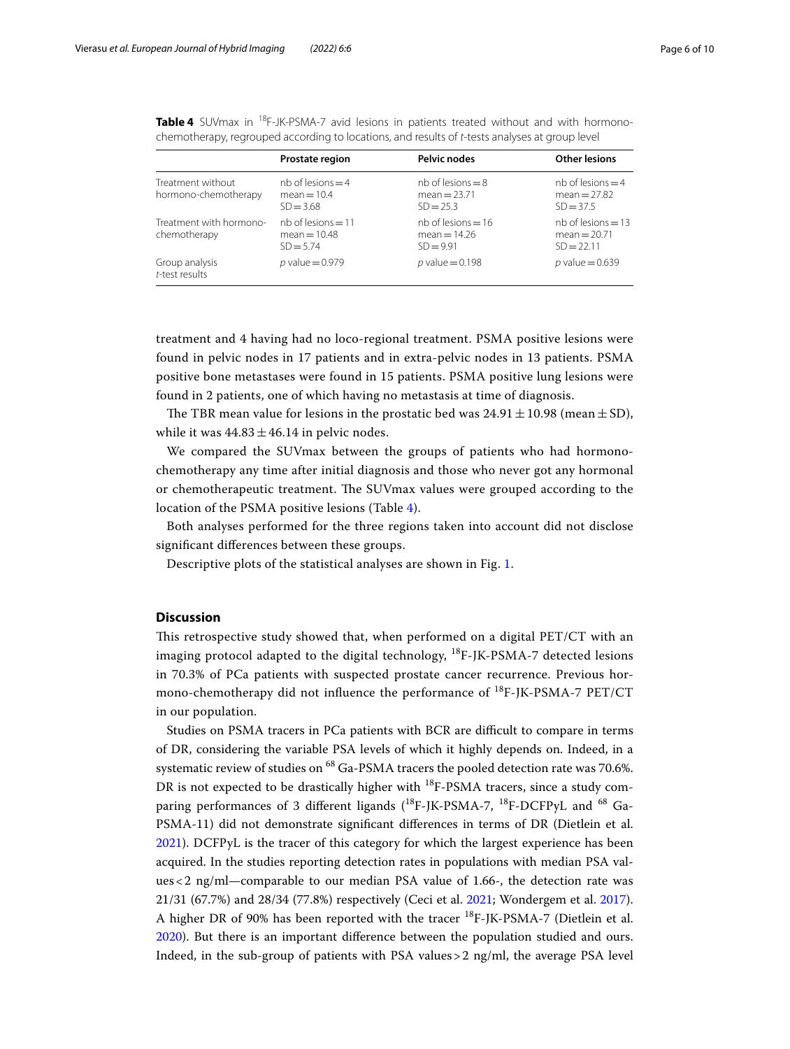**Table 4** SUVmax in $^{18}$F-JK-PSMA-7 avid lesions in patients treated without and with hormono-chemotherapy, regrouped according to locations, and results of *t*-tests analyses at group level

| | Prostate region | Pelvic nodes | Other lesions |
|---|---|---|---|
| Treatment without hormono-chemotherapy | nb of lesions = 4<br>mean = 10.4<br>SD = 3.68 | nb of lesions = 8<br>mean = 23.71<br>SD = 25.3 | nb of lesions = 4<br>mean = 27.82<br>SD = 37.5 |
| Treatment with hormono-chemotherapy | nb of lesions = 11<br>mean = 10.48<br>SD = 5.74 | nb of lesions = 16<br>mean = 14.26<br>SD = 9.91 | nb of lesions = 13<br>mean = 20.71<br>SD = 22.11 |
| Group analysis *t*-test results | *p* value = 0.979 | *p* value = 0.198 | *p* value = 0.639 |

treatment and 4 having had no loco-regional treatment. PSMA positive lesions were found in pelvic nodes in 17 patients and in extra-pelvic nodes in 13 patients. PSMA positive bone metastases were found in 15 patients. PSMA positive lung lesions were found in 2 patients, one of which having no metastasis at time of diagnosis.

The TBR mean value for lesions in the prostatic bed was $24.91 \pm 10.98$ (mean ± SD), while it was $44.83 \pm 46.14$ in pelvic nodes.

We compared the SUVmax between the groups of patients who had hormono-chemotherapy any time after initial diagnosis and those who never got any hormonal or chemotherapeutic treatment. The SUVmax values were grouped according to the location of the PSMA positive lesions (Table 4).

Both analyses performed for the three regions taken into account did not disclose significant differences between these groups.

Descriptive plots of the statistical analyses are shown in Fig. 1.

## Discussion

This retrospective study showed that, when performed on a digital PET/CT with an imaging protocol adapted to the digital technology, $^{18}$F-JK-PSMA-7 detected lesions in 70.3% of PCa patients with suspected prostate cancer recurrence. Previous hormono-chemotherapy did not influence the performance of $^{18}$F-JK-PSMA-7 PET/CT in our population.

Studies on PSMA tracers in PCa patients with BCR are difficult to compare in terms of DR, considering the variable PSA levels of which it highly depends on. Indeed, in a systematic review of studies on $^{68}$Ga-PSMA tracers the pooled detection rate was 70.6%. DR is not expected to be drastically higher with $^{18}$F-PSMA tracers, since a study comparing performances of 3 different ligands ($^{18}$F-JK-PSMA-7, $^{18}$F-DCFPyL and $^{68}$Ga-PSMA-11) did not demonstrate significant differences in terms of DR (Dietlein et al. 2021). DCFPyL is the tracer of this category for which the largest experience has been acquired. In the studies reporting detection rates in populations with median PSA values < 2 ng/ml—comparable to our median PSA value of 1.66-, the detection rate was 21/31 (67.7%) and 28/34 (77.8%) respectively (Ceci et al. 2021; Wondergem et al. 2017). A higher DR of 90% has been reported with the tracer $^{18}$F-JK-PSMA-7 (Dietlein et al. 2020). But there is an important difference between the population studied and ours. Indeed, in the sub-group of patients with PSA values > 2 ng/ml, the average PSA level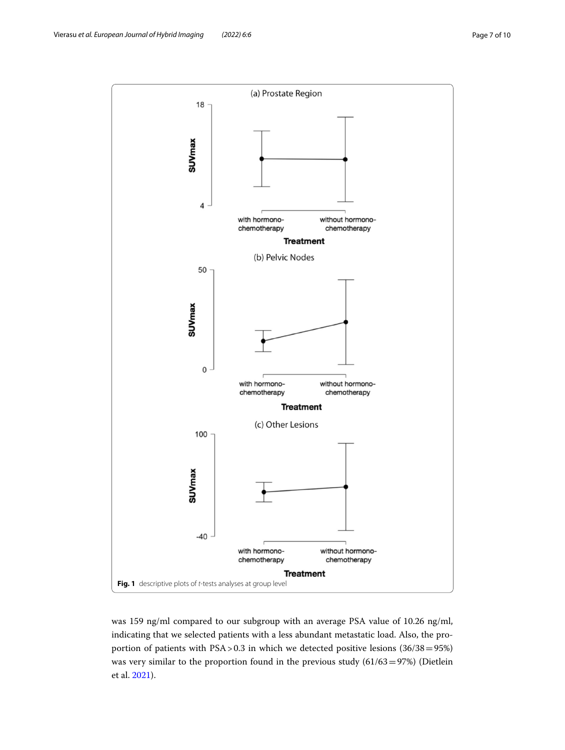(a) Prostate Region

(b) Pelvic Nodes

(c) Other Lesions

**Fig. 1** descriptive plots of *t*-tests analyses at group level

was 159 ng/ml compared to our subgroup with an average PSA value of 10.26 ng/ml, indicating that we selected patients with a less abundant metastatic load. Also, the proportion of patients with PSA > 0.3 in which we detected positive lesions (36/38 = 95%) was very similar to the proportion found in the previous study (61/63 = 97%) (Dietlein et al. 2021).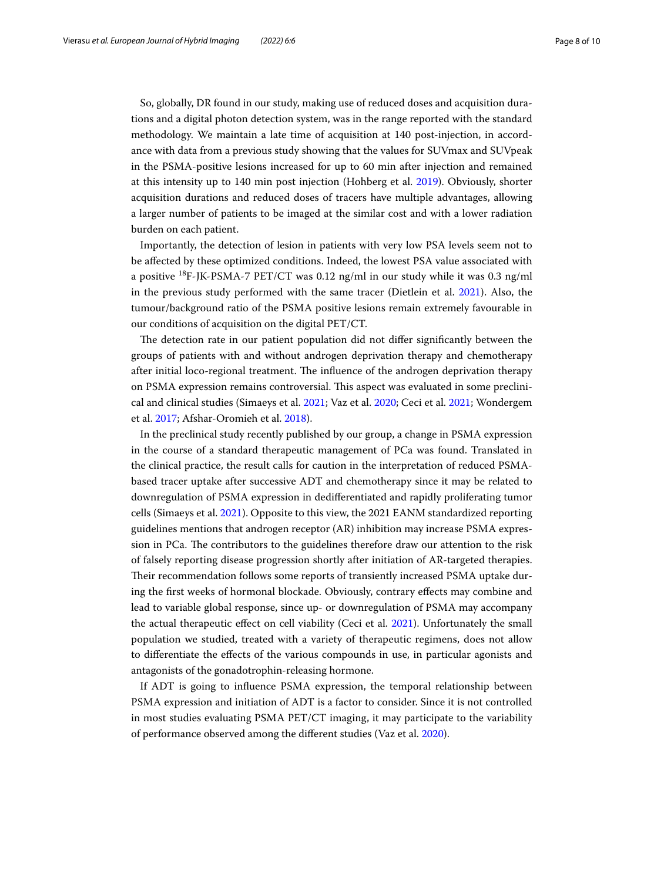So, globally, DR found in our study, making use of reduced doses and acquisition durations and a digital photon detection system, was in the range reported with the standard methodology. We maintain a late time of acquisition at 140 post-injection, in accordance with data from a previous study showing that the values for SUVmax and SUVpeak in the PSMA-positive lesions increased for up to 60 min after injection and remained at this intensity up to 140 min post injection (Hohberg et al. 2019). Obviously, shorter acquisition durations and reduced doses of tracers have multiple advantages, allowing a larger number of patients to be imaged at the similar cost and with a lower radiation burden on each patient.

Importantly, the detection of lesion in patients with very low PSA levels seem not to be affected by these optimized conditions. Indeed, the lowest PSA value associated with a positive $^{18}$F-JK-PSMA-7 PET/CT was 0.12 ng/ml in our study while it was 0.3 ng/ml in the previous study performed with the same tracer (Dietlein et al. 2021). Also, the tumour/background ratio of the PSMA positive lesions remain extremely favourable in our conditions of acquisition on the digital PET/CT.

The detection rate in our patient population did not differ significantly between the groups of patients with and without androgen deprivation therapy and chemotherapy after initial loco-regional treatment. The influence of the androgen deprivation therapy on PSMA expression remains controversial. This aspect was evaluated in some preclinical and clinical studies (Simaeys et al. 2021; Vaz et al. 2020; Ceci et al. 2021; Wondergem et al. 2017; Afshar-Oromieh et al. 2018).

In the preclinical study recently published by our group, a change in PSMA expression in the course of a standard therapeutic management of PCa was found. Translated in the clinical practice, the result calls for caution in the interpretation of reduced PSMA-based tracer uptake after successive ADT and chemotherapy since it may be related to downregulation of PSMA expression in dedifferentiated and rapidly proliferating tumor cells (Simaeys et al. 2021). Opposite to this view, the 2021 EANM standardized reporting guidelines mentions that androgen receptor (AR) inhibition may increase PSMA expression in PCa. The contributors to the guidelines therefore draw our attention to the risk of falsely reporting disease progression shortly after initiation of AR-targeted therapies. Their recommendation follows some reports of transiently increased PSMA uptake during the first weeks of hormonal blockade. Obviously, contrary effects may combine and lead to variable global response, since up- or downregulation of PSMA may accompany the actual therapeutic effect on cell viability (Ceci et al. 2021). Unfortunately the small population we studied, treated with a variety of therapeutic regimens, does not allow to differentiate the effects of the various compounds in use, in particular agonists and antagonists of the gonadotrophin-releasing hormone.

If ADT is going to influence PSMA expression, the temporal relationship between PSMA expression and initiation of ADT is a factor to consider. Since it is not controlled in most studies evaluating PSMA PET/CT imaging, it may participate to the variability of performance observed among the different studies (Vaz et al. 2020).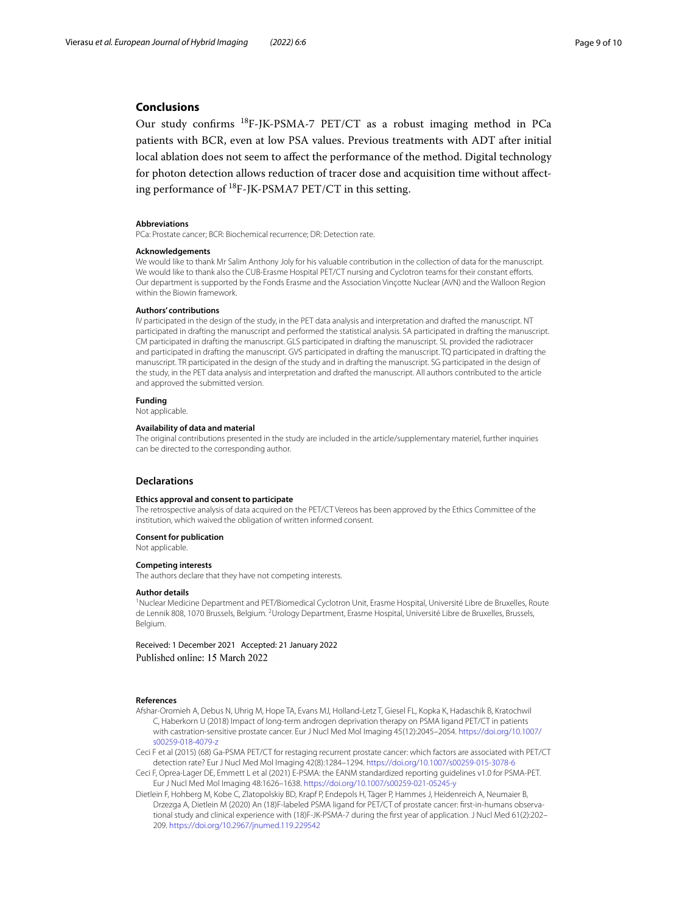## Conclusions

Our study confirms $^{18}$F-JK-PSMA-7 PET/CT as a robust imaging method in PCa patients with BCR, even at low PSA values. Previous treatments with ADT after initial local ablation does not seem to affect the performance of the method. Digital technology for photon detection allows reduction of tracer dose and acquisition time without affecting performance of $^{18}$F-JK-PSMA7 PET/CT in this setting.

#### Abbreviations

PCa: Prostate cancer; BCR: Biochemical recurrence; DR: Detection rate.

#### Acknowledgements

We would like to thank Mr Salim Anthony Joly for his valuable contribution in the collection of data for the manuscript. We would like to thank also the CUB-Erasme Hospital PET/CT nursing and Cyclotron teams for their constant efforts. Our department is supported by the Fonds Erasme and the Association Vinçotte Nuclear (AVN) and the Walloon Region within the Biowin framework.

#### Authors' contributions

IV participated in the design of the study, in the PET data analysis and interpretation and drafted the manuscript. NT participated in drafting the manuscript and performed the statistical analysis. SA participated in drafting the manuscript. CM participated in drafting the manuscript. GLS participated in drafting the manuscript. SL provided the radiotracer and participated in drafting the manuscript. GVS participated in drafting the manuscript. TQ participated in drafting the manuscript. TR participated in the design of the study and in drafting the manuscript. SG participated in the design of the study, in the PET data analysis and interpretation and drafted the manuscript. All authors contributed to the article and approved the submitted version.

#### Funding

Not applicable.

#### Availability of data and material

The original contributions presented in the study are included in the article/supplementary materiel, further inquiries can be directed to the corresponding author.

## Declarations

#### Ethics approval and consent to participate

The retrospective analysis of data acquired on the PET/CT Vereos has been approved by the Ethics Committee of the institution, which waived the obligation of written informed consent.

#### Consent for publication

Not applicable.

#### Competing interests

The authors declare that they have not competing interests.

#### Author details

[1]Nuclear Medicine Department and PET/Biomedical Cyclotron Unit, Erasme Hospital, Université Libre de Bruxelles, Route de Lennik 808, 1070 Brussels, Belgium. [2]Urology Department, Erasme Hospital, Université Libre de Bruxelles, Brussels, Belgium.

Received: 1 December 2021 Accepted: 21 January 2022
Published online: 15 March 2022

#### References

Afshar-Oromieh A, Debus N, Uhrig M, Hope TA, Evans MJ, Holland-Letz T, Giesel FL, Kopka K, Hadaschik B, Kratochwil C, Haberkorn U (2018) Impact of long-term androgen deprivation therapy on PSMA ligand PET/CT in patients with castration-sensitive prostate cancer. Eur J Nucl Med Mol Imaging 45(12):2045–2054. https://doi.org/10.1007/s00259-018-4079-z

Ceci F et al (2015) (68) Ga-PSMA PET/CT for restaging recurrent prostate cancer: which factors are associated with PET/CT detection rate? Eur J Nucl Med Mol Imaging 42(8):1284–1294. https://doi.org/10.1007/s00259-015-3078-6

Ceci F, Oprea-Lager DE, Emmett L et al (2021) E-PSMA: the EANM standardized reporting guidelines v1.0 for PSMA-PET. Eur J Nucl Med Mol Imaging 48:1626–1638. https://doi.org/10.1007/s00259-021-05245-y

Dietlein F, Hohberg M, Kobe C, Zlatopolskiy BD, Krapf P, Endepols H, Täger P, Hammes J, Heidenreich A, Neumaier B, Drzezga A, Dietlein M (2020) An (18)F-labeled PSMA ligand for PET/CT of prostate cancer: first-in-humans observational study and clinical experience with (18)F-JK-PSMA-7 during the first year of application. J Nucl Med 61(2):202–209. https://doi.org/10.2967/jnumed.119.229542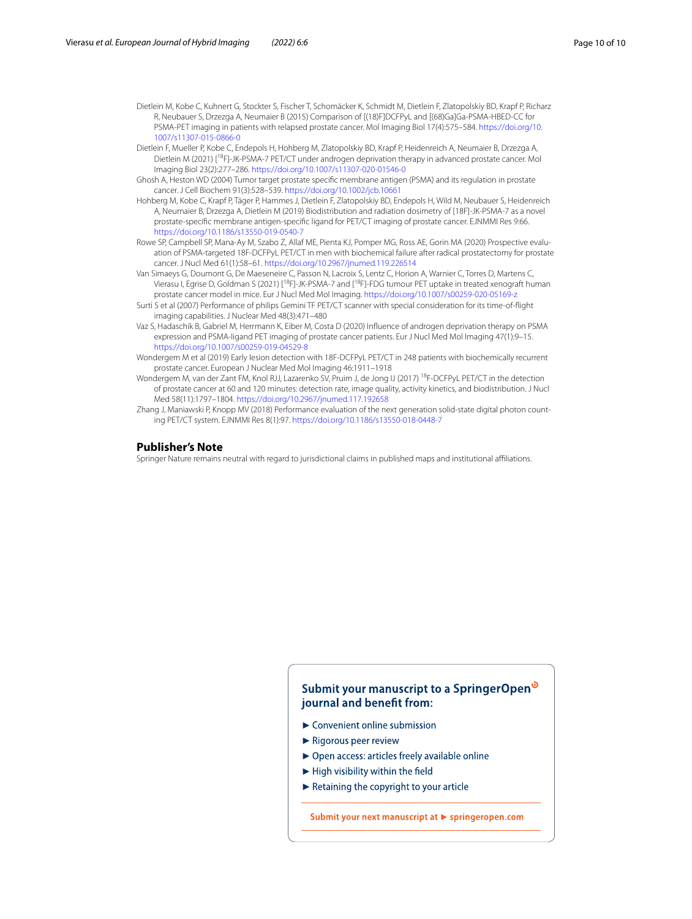Dietlein M, Kobe C, Kuhnert G, Stockter S, Fischer T, Schomäcker K, Schmidt M, Dietlein F, Zlatopolskiy BD, Krapf P, Richarz R, Neubauer S, Drzezga A, Neumaier B (2015) Comparison of [(18)F]DCFPyL and [(68)Ga]Ga-PSMA-HBED-CC for PSMA-PET imaging in patients with relapsed prostate cancer. Mol Imaging Biol 17(4):575–584. https://doi.org/10.1007/s11307-015-0866-0

Dietlein F, Mueller P, Kobe C, Endepols H, Hohberg M, Zlatopolskiy BD, Krapf P, Heidenreich A, Neumaier B, Drzezga A, Dietlein M (2021) [$^{18}$F]-JK-PSMA-7 PET/CT under androgen deprivation therapy in advanced prostate cancer. Mol Imaging Biol 23(2):277–286. https://doi.org/10.1007/s11307-020-01546-0

Ghosh A, Heston WD (2004) Tumor target prostate specific membrane antigen (PSMA) and its regulation in prostate cancer. J Cell Biochem 91(3):528–539. https://doi.org/10.1002/jcb.10661

Hohberg M, Kobe C, Krapf P, Täger P, Hammes J, Dietlein F, Zlatopolskiy BD, Endepols H, Wild M, Neubauer S, Heidenreich A, Neumaier B, Drzezga A, Dietlein M (2019) Biodistribution and radiation dosimetry of [18F]-JK-PSMA-7 as a novel prostate-specific membrane antigen-specific ligand for PET/CT imaging of prostate cancer. EJNMMI Res 9:66. https://doi.org/10.1186/s13550-019-0540-7

Rowe SP, Campbell SP, Mana-Ay M, Szabo Z, Allaf ME, Pienta KJ, Pomper MG, Ross AE, Gorin MA (2020) Prospective evaluation of PSMA-targeted 18F-DCFPyL PET/CT in men with biochemical failure after radical prostatectomy for prostate cancer. J Nucl Med 61(1):58–61. https://doi.org/10.2967/jnumed.119.226514

Van Simaeys G, Doumont G, De Maeseneire C, Passon N, Lacroix S, Lentz C, Horion A, Warnier C, Torres D, Martens C, Vierasu I, Egrise D, Goldman S (2021) [$^{18}$F]-JK-PSMA-7 and [$^{18}$F]-FDG tumour PET uptake in treated xenograft human prostate cancer model in mice. Eur J Nucl Med Mol Imaging. https://doi.org/10.1007/s00259-020-05169-z

Surti S et al (2007) Performance of philips Gemini TF PET/CT scanner with special consideration for its time-of-flight imaging capabilities. J Nuclear Med 48(3):471–480

Vaz S, Hadaschik B, Gabriel M, Herrmann K, Eiber M, Costa D (2020) Influence of androgen deprivation therapy on PSMA expression and PSMA-ligand PET imaging of prostate cancer patients. Eur J Nucl Med Mol Imaging 47(1):9–15. https://doi.org/10.1007/s00259-019-04529-8

Wondergem M et al (2019) Early lesion detection with 18F-DCFPyL PET/CT in 248 patients with biochemically recurrent prostate cancer. European J Nuclear Med Mol Imaging 46:1911–1918

Wondergem M, van der Zant FM, Knol RJJ, Lazarenko SV, Pruim J, de Jong IJ (2017) $^{18}$F-DCFPyL PET/CT in the detection of prostate cancer at 60 and 120 minutes: detection rate, image quality, activity kinetics, and biodistribution. J Nucl Med 58(11):1797–1804. https://doi.org/10.2967/jnumed.117.192658

Zhang J, Maniawski P, Knopp MV (2018) Performance evaluation of the next generation solid-state digital photon counting PET/CT system. EJNMMI Res 8(1):97. https://doi.org/10.1186/s13550-018-0448-7

## Publisher's Note

Springer Nature remains neutral with regard to jurisdictional claims in published maps and institutional affiliations.

**Submit your manuscript to a SpringerOpen journal and benefit from:**

- ► Convenient online submission
- ► Rigorous peer review
- ► Open access: articles freely available online
- ► High visibility within the field
- ► Retaining the copyright to your article

**Submit your next manuscript at ► springeropen.com**